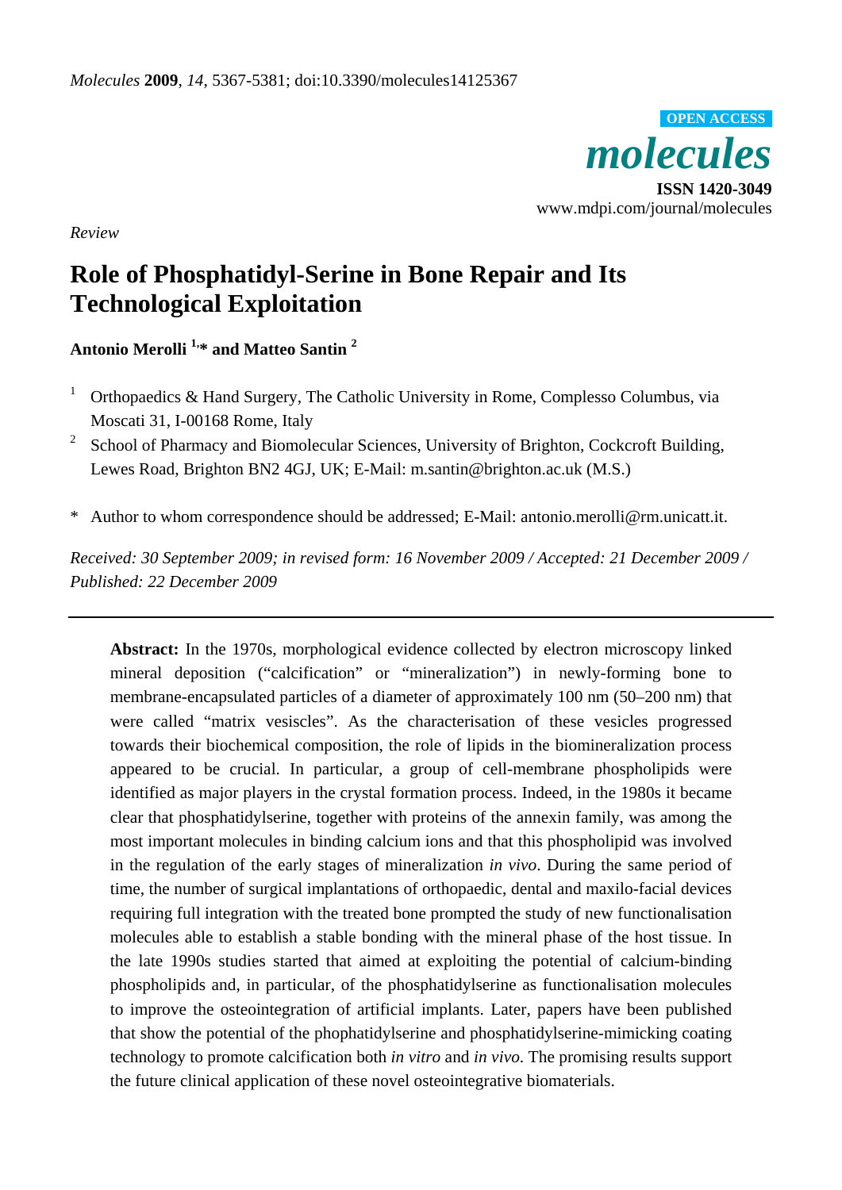*Molecules* **2009**, *14*, 5367-5381; doi:10.3390/molecules14125367

OPEN ACCESS

***molecules***

**ISSN 1420-3049**

www.mdpi.com/journal/molecules

*Review*

# Role of Phosphatidyl-Serine in Bone Repair and Its Technological Exploitation

**Antonio Merolli [1,*] and Matteo Santin [2]**

[1] Orthopaedics & Hand Surgery, The Catholic University in Rome, Complesso Columbus, via Moscati 31, I-00168 Rome, Italy

[2] School of Pharmacy and Biomolecular Sciences, University of Brighton, Cockcroft Building, Lewes Road, Brighton BN2 4GJ, UK; E-Mail: m.santin@brighton.ac.uk (M.S.)

\* Author to whom correspondence should be addressed; E-Mail: antonio.merolli@rm.unicatt.it.

*Received: 30 September 2009; in revised form: 16 November 2009 / Accepted: 21 December 2009 / Published: 22 December 2009*

---

**Abstract:** In the 1970s, morphological evidence collected by electron microscopy linked mineral deposition ("calcification" or "mineralization") in newly-forming bone to membrane-encapsulated particles of a diameter of approximately 100 nm (50–200 nm) that were called "matrix vesiscles". As the characterisation of these vesicles progressed towards their biochemical composition, the role of lipids in the biomineralization process appeared to be crucial. In particular, a group of cell-membrane phospholipids were identified as major players in the crystal formation process. Indeed, in the 1980s it became clear that phosphatidylserine, together with proteins of the annexin family, was among the most important molecules in binding calcium ions and that this phospholipid was involved in the regulation of the early stages of mineralization *in vivo*. During the same period of time, the number of surgical implantations of orthopaedic, dental and maxilo-facial devices requiring full integration with the treated bone prompted the study of new functionalisation molecules able to establish a stable bonding with the mineral phase of the host tissue. In the late 1990s studies started that aimed at exploiting the potential of calcium-binding phospholipids and, in particular, of the phosphatidylserine as functionalisation molecules to improve the osteointegration of artificial implants. Later, papers have been published that show the potential of the phophatidylserine and phosphatidylserine-mimicking coating technology to promote calcification both *in vitro* and *in vivo*. The promising results support the future clinical application of these novel osteointegrative biomaterials.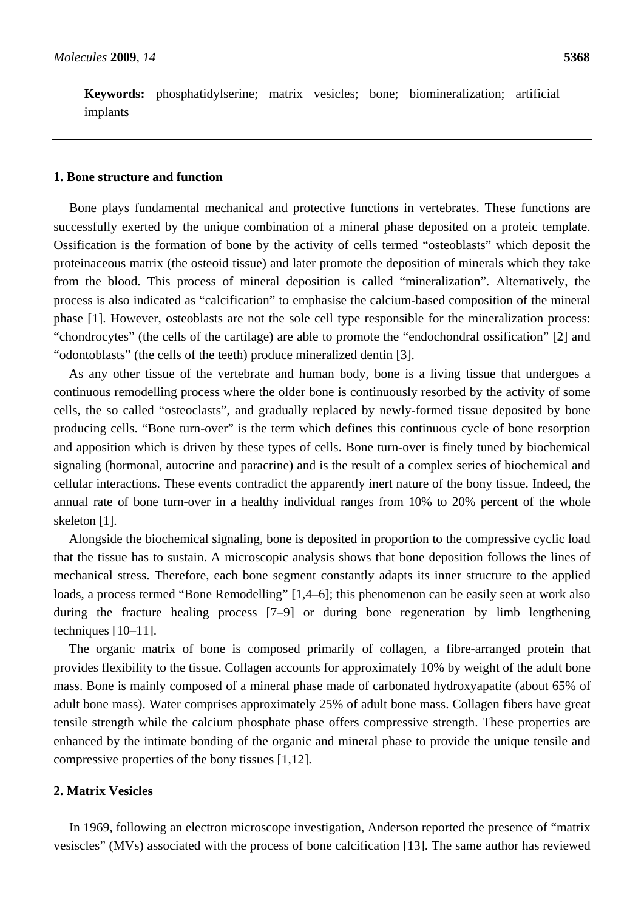**Keywords:** phosphatidylserine; matrix vesicles; bone; biomineralization; artificial implants

## 1. Bone structure and function

Bone plays fundamental mechanical and protective functions in vertebrates. These functions are successfully exerted by the unique combination of a mineral phase deposited on a proteic template. Ossification is the formation of bone by the activity of cells termed "osteoblasts" which deposit the proteinaceous matrix (the osteoid tissue) and later promote the deposition of minerals which they take from the blood. This process of mineral deposition is called "mineralization". Alternatively, the process is also indicated as "calcification" to emphasise the calcium-based composition of the mineral phase [1]. However, osteoblasts are not the sole cell type responsible for the mineralization process: "chondrocytes" (the cells of the cartilage) are able to promote the "endochondral ossification" [2] and "odontoblasts" (the cells of the teeth) produce mineralized dentin [3].

As any other tissue of the vertebrate and human body, bone is a living tissue that undergoes a continuous remodelling process where the older bone is continuously resorbed by the activity of some cells, the so called "osteoclasts", and gradually replaced by newly-formed tissue deposited by bone producing cells. "Bone turn-over" is the term which defines this continuous cycle of bone resorption and apposition which is driven by these types of cells. Bone turn-over is finely tuned by biochemical signaling (hormonal, autocrine and paracrine) and is the result of a complex series of biochemical and cellular interactions. These events contradict the apparently inert nature of the bony tissue. Indeed, the annual rate of bone turn-over in a healthy individual ranges from 10% to 20% percent of the whole skeleton [1].

Alongside the biochemical signaling, bone is deposited in proportion to the compressive cyclic load that the tissue has to sustain. A microscopic analysis shows that bone deposition follows the lines of mechanical stress. Therefore, each bone segment constantly adapts its inner structure to the applied loads, a process termed "Bone Remodelling" [1,4–6]; this phenomenon can be easily seen at work also during the fracture healing process [7–9] or during bone regeneration by limb lengthening techniques [10–11].

The organic matrix of bone is composed primarily of collagen, a fibre-arranged protein that provides flexibility to the tissue. Collagen accounts for approximately 10% by weight of the adult bone mass. Bone is mainly composed of a mineral phase made of carbonated hydroxyapatite (about 65% of adult bone mass). Water comprises approximately 25% of adult bone mass. Collagen fibers have great tensile strength while the calcium phosphate phase offers compressive strength. These properties are enhanced by the intimate bonding of the organic and mineral phase to provide the unique tensile and compressive properties of the bony tissues [1,12].

## 2. Matrix Vesicles

In 1969, following an electron microscope investigation, Anderson reported the presence of "matrix vesiscles" (MVs) associated with the process of bone calcification [13]. The same author has reviewed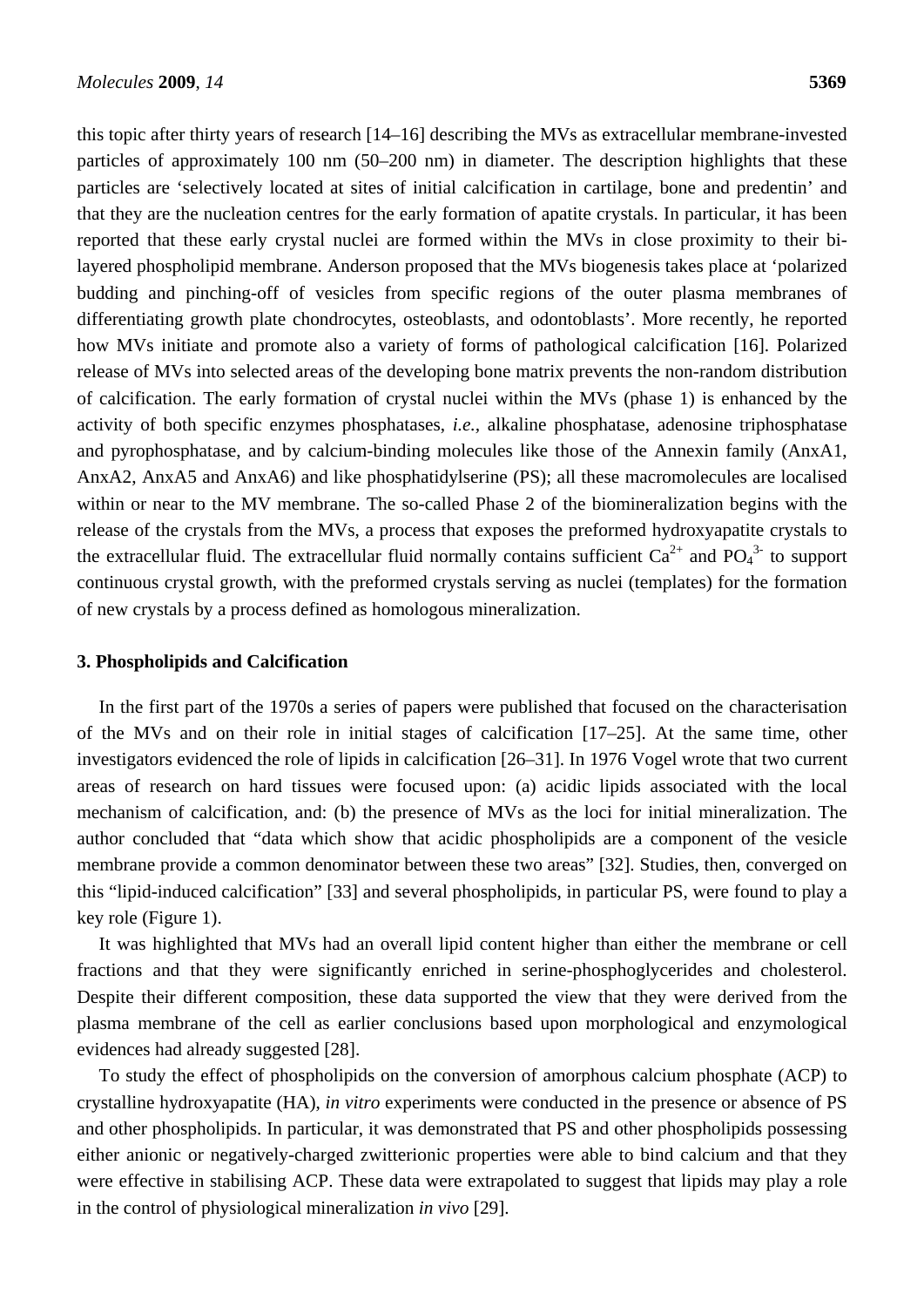this topic after thirty years of research [14–16] describing the MVs as extracellular membrane-invested particles of approximately 100 nm (50–200 nm) in diameter. The description highlights that these particles are 'selectively located at sites of initial calcification in cartilage, bone and predentin' and that they are the nucleation centres for the early formation of apatite crystals. In particular, it has been reported that these early crystal nuclei are formed within the MVs in close proximity to their bi-layered phospholipid membrane. Anderson proposed that the MVs biogenesis takes place at 'polarized budding and pinching-off of vesicles from specific regions of the outer plasma membranes of differentiating growth plate chondrocytes, osteoblasts, and odontoblasts'. More recently, he reported how MVs initiate and promote also a variety of forms of pathological calcification [16]. Polarized release of MVs into selected areas of the developing bone matrix prevents the non-random distribution of calcification. The early formation of crystal nuclei within the MVs (phase 1) is enhanced by the activity of both specific enzymes phosphatases, *i.e.*, alkaline phosphatase, adenosine triphosphatase and pyrophosphatase, and by calcium-binding molecules like those of the Annexin family (AnxA1, AnxA2, AnxA5 and AnxA6) and like phosphatidylserine (PS); all these macromolecules are localised within or near to the MV membrane. The so-called Phase 2 of the biomineralization begins with the release of the crystals from the MVs, a process that exposes the preformed hydroxyapatite crystals to the extracellular fluid. The extracellular fluid normally contains sufficient $Ca^{2+}$ and $PO_4^{3-}$ to support continuous crystal growth, with the preformed crystals serving as nuclei (templates) for the formation of new crystals by a process defined as homologous mineralization.

## 3. Phospholipids and Calcification

In the first part of the 1970s a series of papers were published that focused on the characterisation of the MVs and on their role in initial stages of calcification [17–25]. At the same time, other investigators evidenced the role of lipids in calcification [26–31]. In 1976 Vogel wrote that two current areas of research on hard tissues were focused upon: (a) acidic lipids associated with the local mechanism of calcification, and: (b) the presence of MVs as the loci for initial mineralization. The author concluded that "data which show that acidic phospholipids are a component of the vesicle membrane provide a common denominator between these two areas" [32]. Studies, then, converged on this "lipid-induced calcification" [33] and several phospholipids, in particular PS, were found to play a key role (Figure 1).

It was highlighted that MVs had an overall lipid content higher than either the membrane or cell fractions and that they were significantly enriched in serine-phosphoglycerides and cholesterol. Despite their different composition, these data supported the view that they were derived from the plasma membrane of the cell as earlier conclusions based upon morphological and enzymological evidences had already suggested [28].

To study the effect of phospholipids on the conversion of amorphous calcium phosphate (ACP) to crystalline hydroxyapatite (HA), *in vitro* experiments were conducted in the presence or absence of PS and other phospholipids. In particular, it was demonstrated that PS and other phospholipids possessing either anionic or negatively-charged zwitterionic properties were able to bind calcium and that they were effective in stabilising ACP. These data were extrapolated to suggest that lipids may play a role in the control of physiological mineralization *in vivo* [29].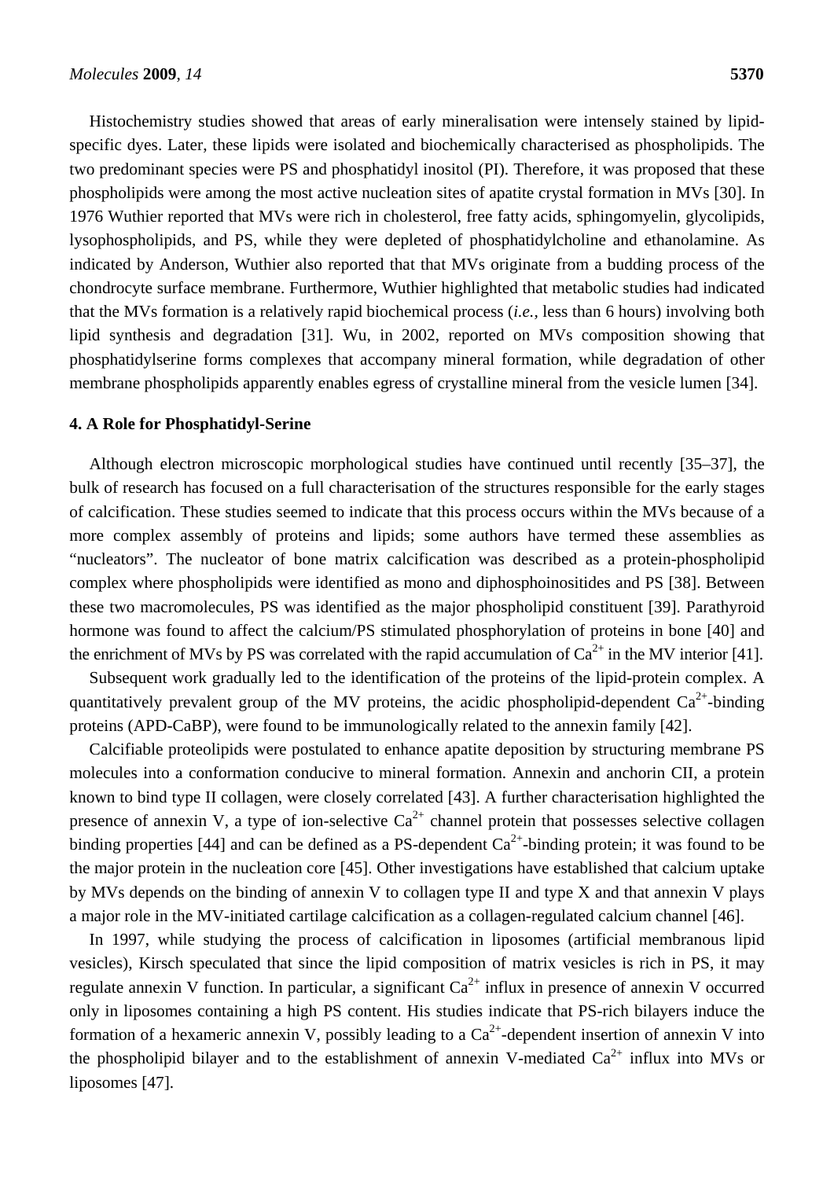Histochemistry studies showed that areas of early mineralisation were intensely stained by lipid-specific dyes. Later, these lipids were isolated and biochemically characterised as phospholipids. The two predominant species were PS and phosphatidyl inositol (PI). Therefore, it was proposed that these phospholipids were among the most active nucleation sites of apatite crystal formation in MVs [30]. In 1976 Wuthier reported that MVs were rich in cholesterol, free fatty acids, sphingomyelin, glycolipids, lysophospholipids, and PS, while they were depleted of phosphatidylcholine and ethanolamine. As indicated by Anderson, Wuthier also reported that that MVs originate from a budding process of the chondrocyte surface membrane. Furthermore, Wuthier highlighted that metabolic studies had indicated that the MVs formation is a relatively rapid biochemical process (*i.e.,* less than 6 hours) involving both lipid synthesis and degradation [31]. Wu, in 2002, reported on MVs composition showing that phosphatidylserine forms complexes that accompany mineral formation, while degradation of other membrane phospholipids apparently enables egress of crystalline mineral from the vesicle lumen [34].

## 4. A Role for Phosphatidyl-Serine

Although electron microscopic morphological studies have continued until recently [35–37], the bulk of research has focused on a full characterisation of the structures responsible for the early stages of calcification. These studies seemed to indicate that this process occurs within the MVs because of a more complex assembly of proteins and lipids; some authors have termed these assemblies as "nucleators". The nucleator of bone matrix calcification was described as a protein-phospholipid complex where phospholipids were identified as mono and diphosphoinositides and PS [38]. Between these two macromolecules, PS was identified as the major phospholipid constituent [39]. Parathyroid hormone was found to affect the calcium/PS stimulated phosphorylation of proteins in bone [40] and the enrichment of MVs by PS was correlated with the rapid accumulation of $Ca^{2+}$ in the MV interior [41].

Subsequent work gradually led to the identification of the proteins of the lipid-protein complex. A quantitatively prevalent group of the MV proteins, the acidic phospholipid-dependent $Ca^{2+}$-binding proteins (APD-CaBP), were found to be immunologically related to the annexin family [42].

Calcifiable proteolipids were postulated to enhance apatite deposition by structuring membrane PS molecules into a conformation conducive to mineral formation. Annexin and anchorin CII, a protein known to bind type II collagen, were closely correlated [43]. A further characterisation highlighted the presence of annexin V, a type of ion-selective $Ca^{2+}$ channel protein that possesses selective collagen binding properties [44] and can be defined as a PS-dependent $Ca^{2+}$-binding protein; it was found to be the major protein in the nucleation core [45]. Other investigations have established that calcium uptake by MVs depends on the binding of annexin V to collagen type II and type X and that annexin V plays a major role in the MV-initiated cartilage calcification as a collagen-regulated calcium channel [46].

In 1997, while studying the process of calcification in liposomes (artificial membranous lipid vesicles), Kirsch speculated that since the lipid composition of matrix vesicles is rich in PS, it may regulate annexin V function. In particular, a significant $Ca^{2+}$ influx in presence of annexin V occurred only in liposomes containing a high PS content. His studies indicate that PS-rich bilayers induce the formation of a hexameric annexin V, possibly leading to a $Ca^{2+}$-dependent insertion of annexin V into the phospholipid bilayer and to the establishment of annexin V-mediated $Ca^{2+}$ influx into MVs or liposomes [47].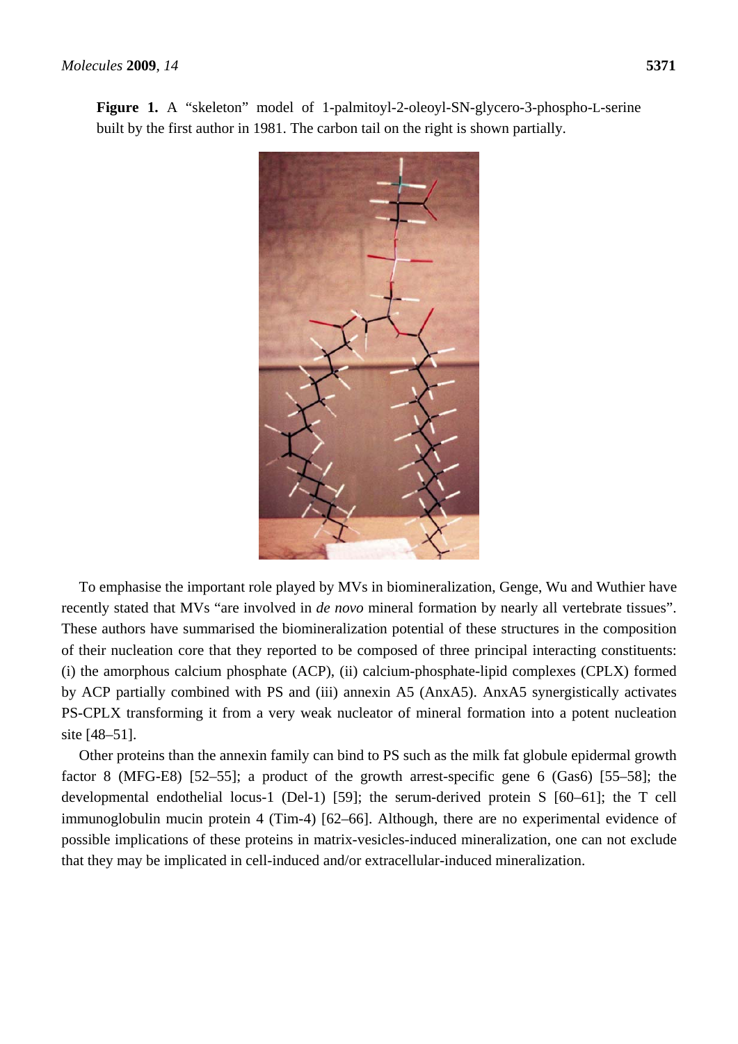**Figure 1.** A "skeleton" model of 1-palmitoyl-2-oleoyl-SN-glycero-3-phospho-L-serine built by the first author in 1981. The carbon tail on the right is shown partially.

To emphasise the important role played by MVs in biomineralization, Genge, Wu and Wuthier have recently stated that MVs "are involved in *de novo* mineral formation by nearly all vertebrate tissues". These authors have summarised the biomineralization potential of these structures in the composition of their nucleation core that they reported to be composed of three principal interacting constituents: (i) the amorphous calcium phosphate (ACP), (ii) calcium-phosphate-lipid complexes (CPLX) formed by ACP partially combined with PS and (iii) annexin A5 (AnxA5). AnxA5 synergistically activates PS-CPLX transforming it from a very weak nucleator of mineral formation into a potent nucleation site [48–51].

Other proteins than the annexin family can bind to PS such as the milk fat globule epidermal growth factor 8 (MFG-E8) [52–55]; a product of the growth arrest-specific gene 6 (Gas6) [55–58]; the developmental endothelial locus-1 (Del-1) [59]; the serum-derived protein S [60–61]; the T cell immunoglobulin mucin protein 4 (Tim-4) [62–66]. Although, there are no experimental evidence of possible implications of these proteins in matrix-vesicles-induced mineralization, one can not exclude that they may be implicated in cell-induced and/or extracellular-induced mineralization.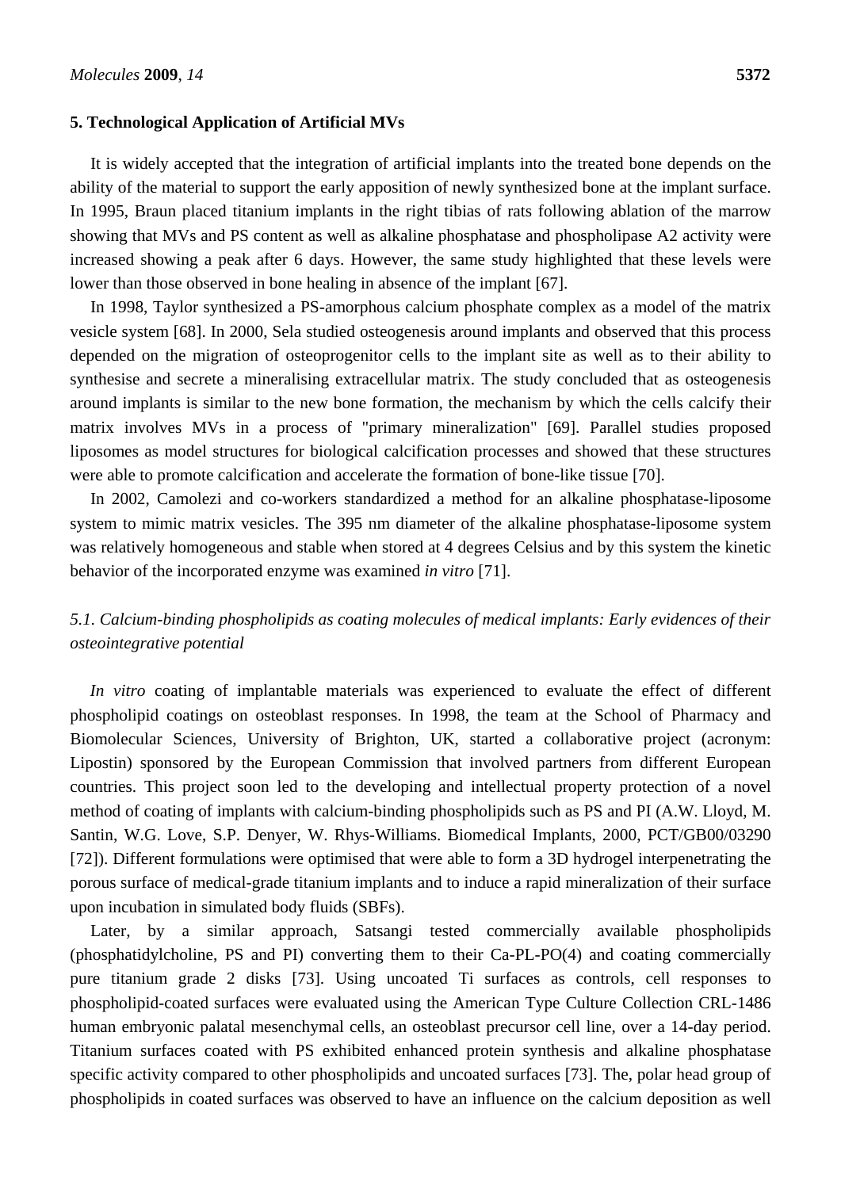## 5. Technological Application of Artificial MVs

It is widely accepted that the integration of artificial implants into the treated bone depends on the ability of the material to support the early apposition of newly synthesized bone at the implant surface. In 1995, Braun placed titanium implants in the right tibias of rats following ablation of the marrow showing that MVs and PS content as well as alkaline phosphatase and phospholipase A2 activity were increased showing a peak after 6 days. However, the same study highlighted that these levels were lower than those observed in bone healing in absence of the implant [67].

In 1998, Taylor synthesized a PS-amorphous calcium phosphate complex as a model of the matrix vesicle system [68]. In 2000, Sela studied osteogenesis around implants and observed that this process depended on the migration of osteoprogenitor cells to the implant site as well as to their ability to synthesise and secrete a mineralising extracellular matrix. The study concluded that as osteogenesis around implants is similar to the new bone formation, the mechanism by which the cells calcify their matrix involves MVs in a process of "primary mineralization" [69]. Parallel studies proposed liposomes as model structures for biological calcification processes and showed that these structures were able to promote calcification and accelerate the formation of bone-like tissue [70].

In 2002, Camolezi and co-workers standardized a method for an alkaline phosphatase-liposome system to mimic matrix vesicles. The 395 nm diameter of the alkaline phosphatase-liposome system was relatively homogeneous and stable when stored at 4 degrees Celsius and by this system the kinetic behavior of the incorporated enzyme was examined *in vitro* [71].

### *5.1. Calcium-binding phospholipids as coating molecules of medical implants: Early evidences of their osteointegrative potential*

*In vitro* coating of implantable materials was experienced to evaluate the effect of different phospholipid coatings on osteoblast responses. In 1998, the team at the School of Pharmacy and Biomolecular Sciences, University of Brighton, UK, started a collaborative project (acronym: Lipostin) sponsored by the European Commission that involved partners from different European countries. This project soon led to the developing and intellectual property protection of a novel method of coating of implants with calcium-binding phospholipids such as PS and PI (A.W. Lloyd, M. Santin, W.G. Love, S.P. Denyer, W. Rhys-Williams. Biomedical Implants, 2000, PCT/GB00/03290 [72]). Different formulations were optimised that were able to form a 3D hydrogel interpenetrating the porous surface of medical-grade titanium implants and to induce a rapid mineralization of their surface upon incubation in simulated body fluids (SBFs).

Later, by a similar approach, Satsangi tested commercially available phospholipids (phosphatidylcholine, PS and PI) converting them to their Ca-PL-PO(4) and coating commercially pure titanium grade 2 disks [73]. Using uncoated Ti surfaces as controls, cell responses to phospholipid-coated surfaces were evaluated using the American Type Culture Collection CRL-1486 human embryonic palatal mesenchymal cells, an osteoblast precursor cell line, over a 14-day period. Titanium surfaces coated with PS exhibited enhanced protein synthesis and alkaline phosphatase specific activity compared to other phospholipids and uncoated surfaces [73]. The, polar head group of phospholipids in coated surfaces was observed to have an influence on the calcium deposition as well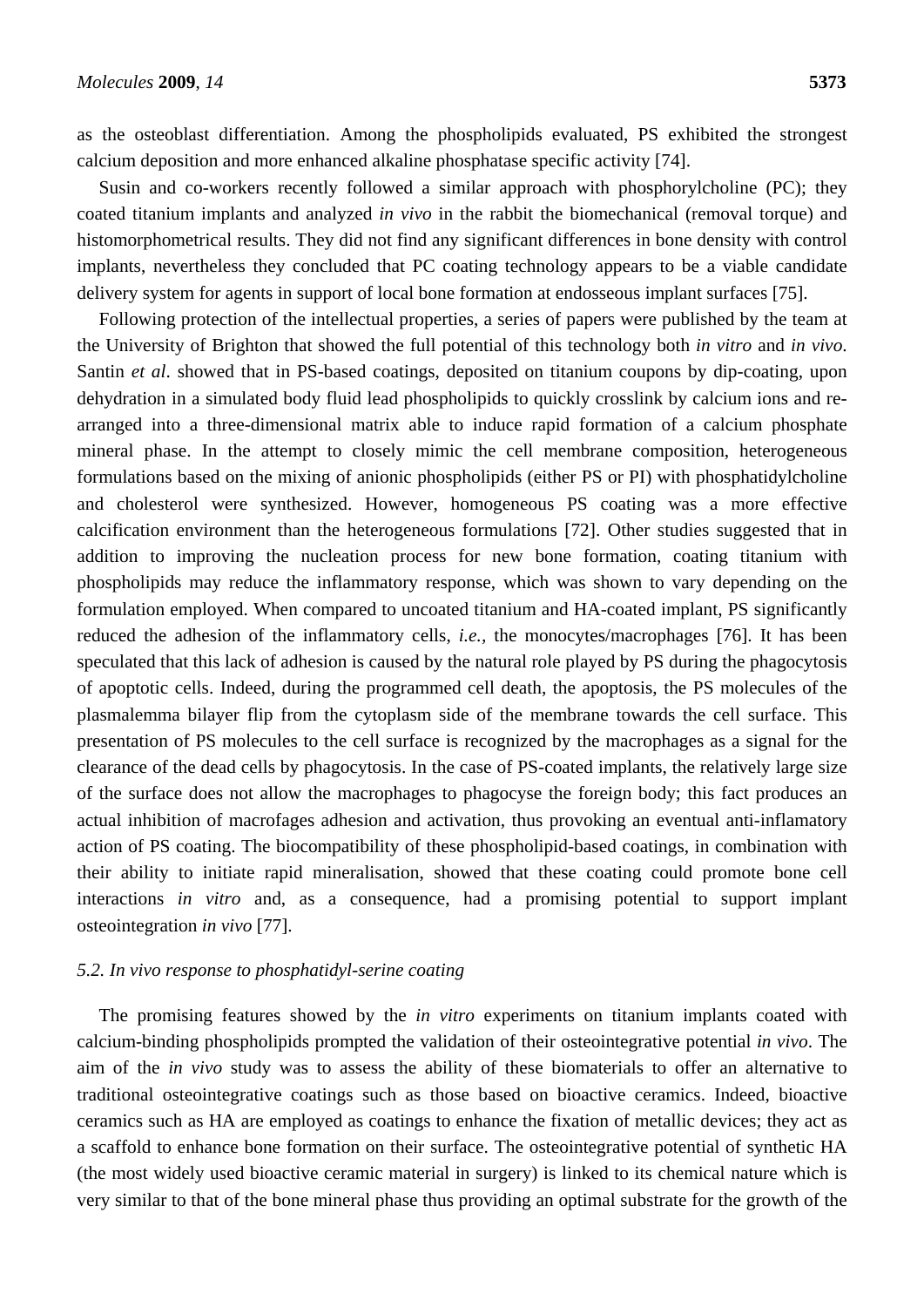as the osteoblast differentiation. Among the phospholipids evaluated, PS exhibited the strongest calcium deposition and more enhanced alkaline phosphatase specific activity [74].

Susin and co-workers recently followed a similar approach with phosphorylcholine (PC); they coated titanium implants and analyzed *in vivo* in the rabbit the biomechanical (removal torque) and histomorphometrical results. They did not find any significant differences in bone density with control implants, nevertheless they concluded that PC coating technology appears to be a viable candidate delivery system for agents in support of local bone formation at endosseous implant surfaces [75].

Following protection of the intellectual properties, a series of papers were published by the team at the University of Brighton that showed the full potential of this technology both *in vitro* and *in vivo*. Santin *et al*. showed that in PS-based coatings, deposited on titanium coupons by dip-coating, upon dehydration in a simulated body fluid lead phospholipids to quickly crosslink by calcium ions and re-arranged into a three-dimensional matrix able to induce rapid formation of a calcium phosphate mineral phase. In the attempt to closely mimic the cell membrane composition, heterogeneous formulations based on the mixing of anionic phospholipids (either PS or PI) with phosphatidylcholine and cholesterol were synthesized. However, homogeneous PS coating was a more effective calcification environment than the heterogeneous formulations [72]. Other studies suggested that in addition to improving the nucleation process for new bone formation, coating titanium with phospholipids may reduce the inflammatory response, which was shown to vary depending on the formulation employed. When compared to uncoated titanium and HA-coated implant, PS significantly reduced the adhesion of the inflammatory cells, *i.e.*, the monocytes/macrophages [76]. It has been speculated that this lack of adhesion is caused by the natural role played by PS during the phagocytosis of apoptotic cells. Indeed, during the programmed cell death, the apoptosis, the PS molecules of the plasmalemma bilayer flip from the cytoplasm side of the membrane towards the cell surface. This presentation of PS molecules to the cell surface is recognized by the macrophages as a signal for the clearance of the dead cells by phagocytosis. In the case of PS-coated implants, the relatively large size of the surface does not allow the macrophages to phagocyse the foreign body; this fact produces an actual inhibition of macrofages adhesion and activation, thus provoking an eventual anti-inflamatory action of PS coating. The biocompatibility of these phospholipid-based coatings, in combination with their ability to initiate rapid mineralisation, showed that these coating could promote bone cell interactions *in vitro* and, as a consequence, had a promising potential to support implant osteointegration *in vivo* [77].

### *5.2. In vivo response to phosphatidyl-serine coating*

The promising features showed by the *in vitro* experiments on titanium implants coated with calcium-binding phospholipids prompted the validation of their osteointegrative potential *in vivo*. The aim of the *in vivo* study was to assess the ability of these biomaterials to offer an alternative to traditional osteointegrative coatings such as those based on bioactive ceramics. Indeed, bioactive ceramics such as HA are employed as coatings to enhance the fixation of metallic devices; they act as a scaffold to enhance bone formation on their surface. The osteointegrative potential of synthetic HA (the most widely used bioactive ceramic material in surgery) is linked to its chemical nature which is very similar to that of the bone mineral phase thus providing an optimal substrate for the growth of the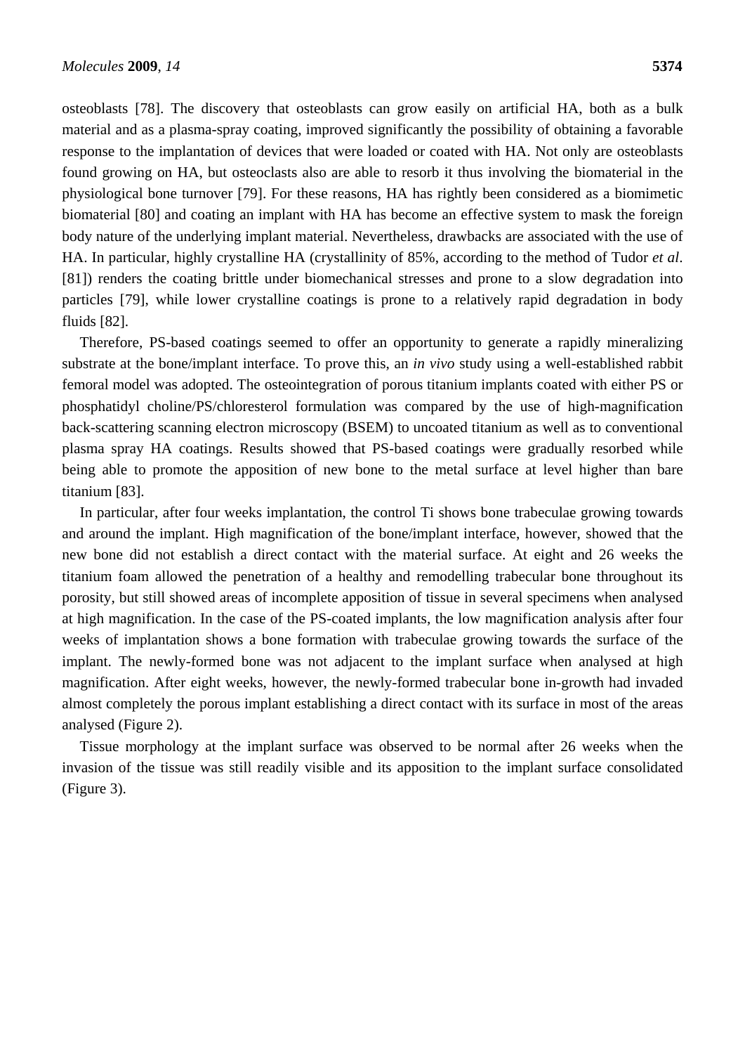osteoblasts [78]. The discovery that osteoblasts can grow easily on artificial HA, both as a bulk material and as a plasma-spray coating, improved significantly the possibility of obtaining a favorable response to the implantation of devices that were loaded or coated with HA. Not only are osteoblasts found growing on HA, but osteoclasts also are able to resorb it thus involving the biomaterial in the physiological bone turnover [79]. For these reasons, HA has rightly been considered as a biomimetic biomaterial [80] and coating an implant with HA has become an effective system to mask the foreign body nature of the underlying implant material. Nevertheless, drawbacks are associated with the use of HA. In particular, highly crystalline HA (crystallinity of 85%, according to the method of Tudor *et al*. [81]) renders the coating brittle under biomechanical stresses and prone to a slow degradation into particles [79], while lower crystalline coatings is prone to a relatively rapid degradation in body fluids [82].

Therefore, PS-based coatings seemed to offer an opportunity to generate a rapidly mineralizing substrate at the bone/implant interface. To prove this, an *in vivo* study using a well-established rabbit femoral model was adopted. The osteointegration of porous titanium implants coated with either PS or phosphatidyl choline/PS/chloresterol formulation was compared by the use of high-magnification back-scattering scanning electron microscopy (BSEM) to uncoated titanium as well as to conventional plasma spray HA coatings. Results showed that PS-based coatings were gradually resorbed while being able to promote the apposition of new bone to the metal surface at level higher than bare titanium [83].

In particular, after four weeks implantation, the control Ti shows bone trabeculae growing towards and around the implant. High magnification of the bone/implant interface, however, showed that the new bone did not establish a direct contact with the material surface. At eight and 26 weeks the titanium foam allowed the penetration of a healthy and remodelling trabecular bone throughout its porosity, but still showed areas of incomplete apposition of tissue in several specimens when analysed at high magnification. In the case of the PS-coated implants, the low magnification analysis after four weeks of implantation shows a bone formation with trabeculae growing towards the surface of the implant. The newly-formed bone was not adjacent to the implant surface when analysed at high magnification. After eight weeks, however, the newly-formed trabecular bone in-growth had invaded almost completely the porous implant establishing a direct contact with its surface in most of the areas analysed (Figure 2).

Tissue morphology at the implant surface was observed to be normal after 26 weeks when the invasion of the tissue was still readily visible and its apposition to the implant surface consolidated (Figure 3).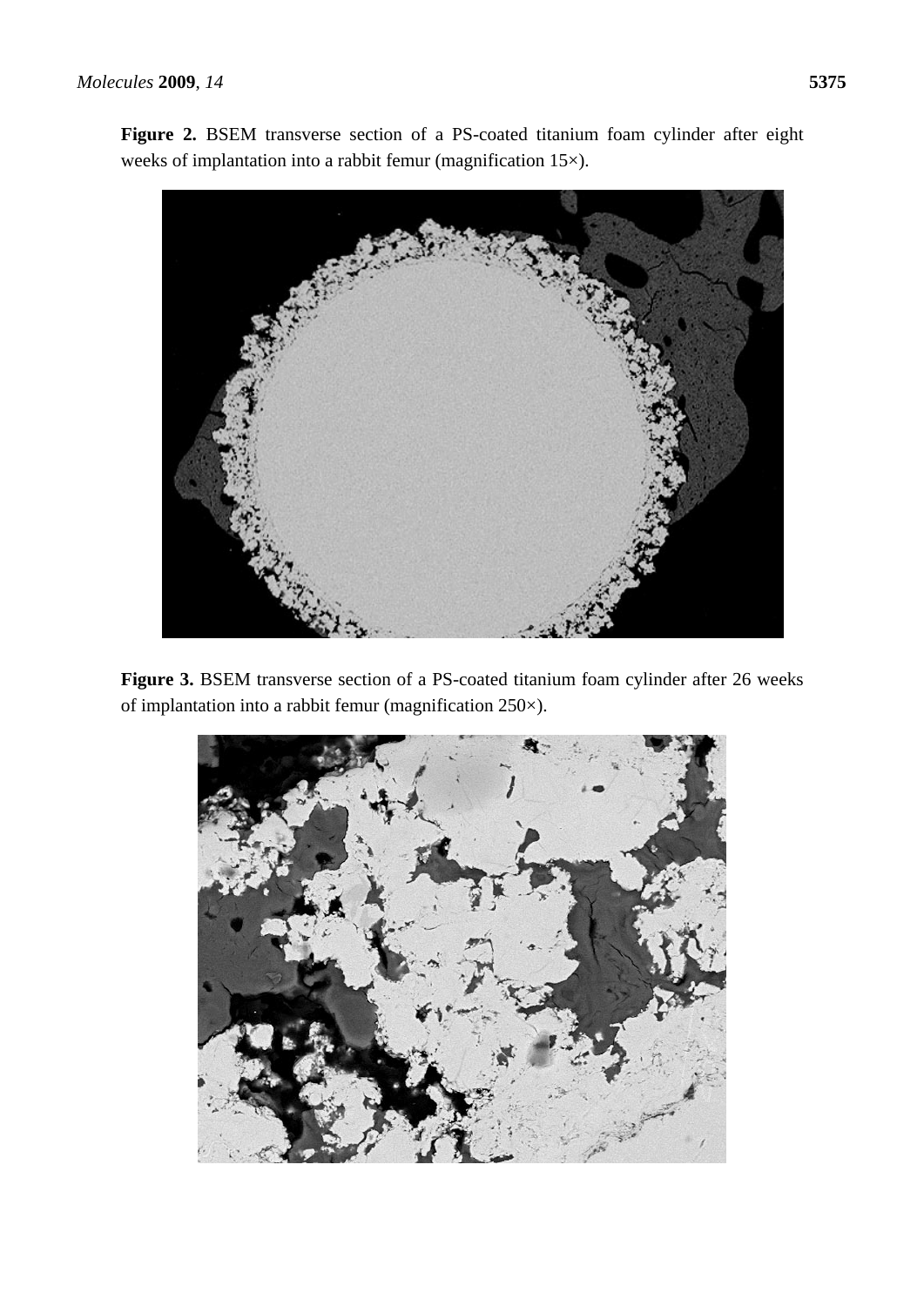**Figure 2.** BSEM transverse section of a PS-coated titanium foam cylinder after eight weeks of implantation into a rabbit femur (magnification 15×).

**Figure 3.** BSEM transverse section of a PS-coated titanium foam cylinder after 26 weeks of implantation into a rabbit femur (magnification 250×).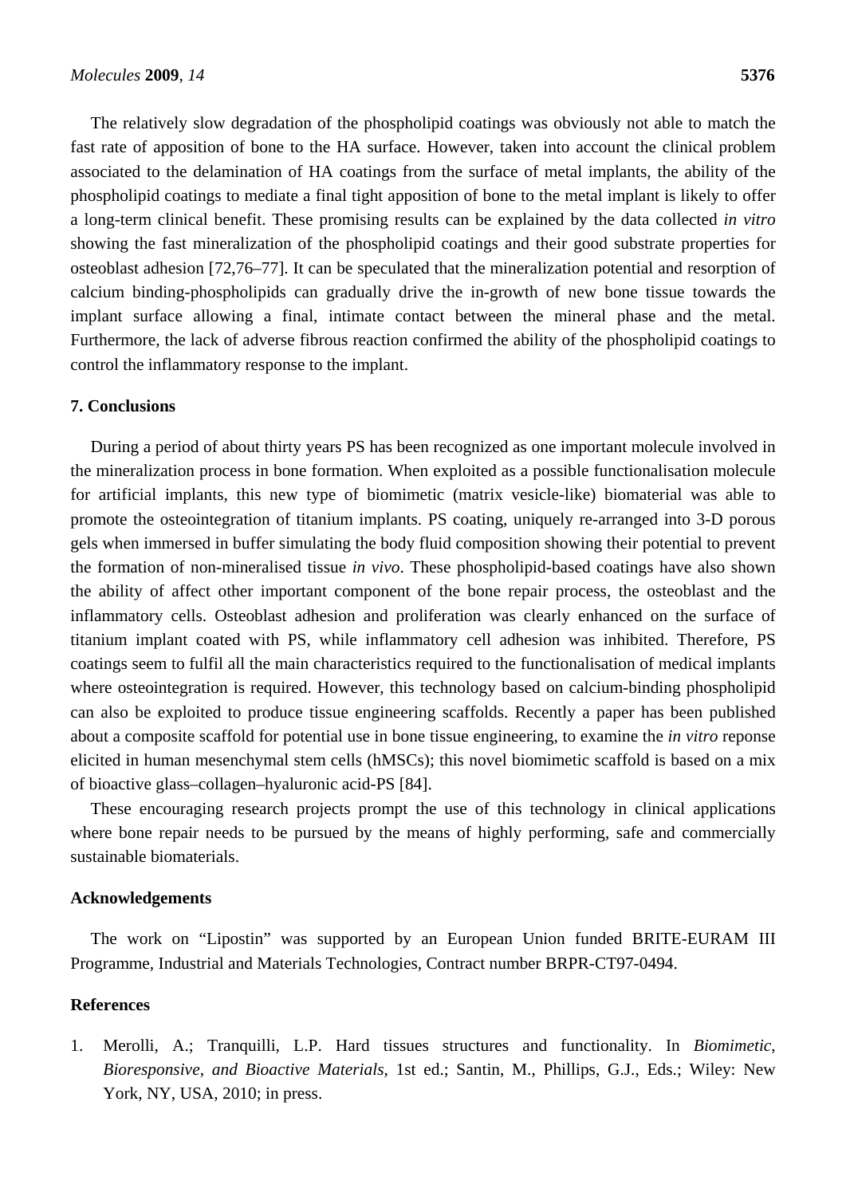The relatively slow degradation of the phospholipid coatings was obviously not able to match the fast rate of apposition of bone to the HA surface. However, taken into account the clinical problem associated to the delamination of HA coatings from the surface of metal implants, the ability of the phospholipid coatings to mediate a final tight apposition of bone to the metal implant is likely to offer a long-term clinical benefit. These promising results can be explained by the data collected *in vitro* showing the fast mineralization of the phospholipid coatings and their good substrate properties for osteoblast adhesion [72,76–77]. It can be speculated that the mineralization potential and resorption of calcium binding-phospholipids can gradually drive the in-growth of new bone tissue towards the implant surface allowing a final, intimate contact between the mineral phase and the metal. Furthermore, the lack of adverse fibrous reaction confirmed the ability of the phospholipid coatings to control the inflammatory response to the implant.

## 7. Conclusions

During a period of about thirty years PS has been recognized as one important molecule involved in the mineralization process in bone formation. When exploited as a possible functionalisation molecule for artificial implants, this new type of biomimetic (matrix vesicle-like) biomaterial was able to promote the osteointegration of titanium implants. PS coating, uniquely re-arranged into 3-D porous gels when immersed in buffer simulating the body fluid composition showing their potential to prevent the formation of non-mineralised tissue *in vivo*. These phospholipid-based coatings have also shown the ability of affect other important component of the bone repair process, the osteoblast and the inflammatory cells. Osteoblast adhesion and proliferation was clearly enhanced on the surface of titanium implant coated with PS, while inflammatory cell adhesion was inhibited. Therefore, PS coatings seem to fulfil all the main characteristics required to the functionalisation of medical implants where osteointegration is required. However, this technology based on calcium-binding phospholipid can also be exploited to produce tissue engineering scaffolds. Recently a paper has been published about a composite scaffold for potential use in bone tissue engineering, to examine the *in vitro* reponse elicited in human mesenchymal stem cells (hMSCs); this novel biomimetic scaffold is based on a mix of bioactive glass–collagen–hyaluronic acid-PS [84].

These encouraging research projects prompt the use of this technology in clinical applications where bone repair needs to be pursued by the means of highly performing, safe and commercially sustainable biomaterials.

## Acknowledgements

The work on “Lipostin” was supported by an European Union funded BRITE-EURAM III Programme, Industrial and Materials Technologies, Contract number BRPR-CT97-0494.

## References

1. Merolli, A.; Tranquilli, L.P. Hard tissues structures and functionality. In *Biomimetic, Bioresponsive, and Bioactive Materials*, 1st ed.; Santin, M., Phillips, G.J., Eds.; Wiley: New York, NY, USA, 2010; in press.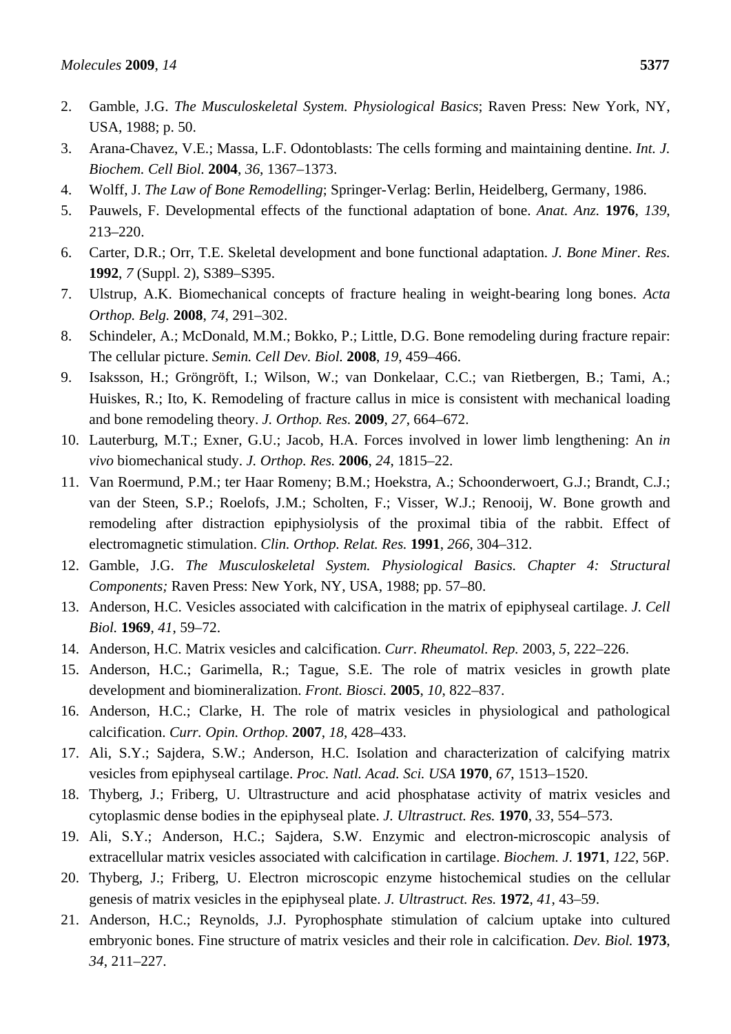2. Gamble, J.G. *The Musculoskeletal System. Physiological Basics*; Raven Press: New York, NY, USA, 1988; p. 50.
3. Arana-Chavez, V.E.; Massa, L.F. Odontoblasts: The cells forming and maintaining dentine. *Int. J. Biochem. Cell Biol.* **2004**, *36*, 1367–1373.
4. Wolff, J. *The Law of Bone Remodelling*; Springer-Verlag: Berlin, Heidelberg, Germany, 1986.
5. Pauwels, F. Developmental effects of the functional adaptation of bone. *Anat. Anz.* **1976**, *139*, 213–220.
6. Carter, D.R.; Orr, T.E. Skeletal development and bone functional adaptation. *J. Bone Miner. Res.* **1992**, *7* (Suppl. 2), S389–S395.
7. Ulstrup, A.K. Biomechanical concepts of fracture healing in weight-bearing long bones. *Acta Orthop. Belg.* **2008**, *74*, 291–302.
8. Schindeler, A.; McDonald, M.M.; Bokko, P.; Little, D.G. Bone remodeling during fracture repair: The cellular picture. *Semin. Cell Dev. Biol.* **2008**, *19*, 459–466.
9. Isaksson, H.; Gröngröft, I.; Wilson, W.; van Donkelaar, C.C.; van Rietbergen, B.; Tami, A.; Huiskes, R.; Ito, K. Remodeling of fracture callus in mice is consistent with mechanical loading and bone remodeling theory. *J. Orthop. Res.* **2009**, *27*, 664–672.
10. Lauterburg, M.T.; Exner, G.U.; Jacob, H.A. Forces involved in lower limb lengthening: An *in vivo* biomechanical study. *J. Orthop. Res.* **2006**, *24*, 1815–22.
11. Van Roermund, P.M.; ter Haar Romeny; B.M.; Hoekstra, A.; Schoonderwoert, G.J.; Brandt, C.J.; van der Steen, S.P.; Roelofs, J.M.; Scholten, F.; Visser, W.J.; Renooij, W. Bone growth and remodeling after distraction epiphysiolysis of the proximal tibia of the rabbit. Effect of electromagnetic stimulation. *Clin. Orthop. Relat. Res.* **1991**, *266*, 304–312.
12. Gamble, J.G. *The Musculoskeletal System. Physiological Basics. Chapter 4: Structural Components;* Raven Press: New York, NY, USA, 1988; pp. 57–80.
13. Anderson, H.C. Vesicles associated with calcification in the matrix of epiphyseal cartilage. *J. Cell Biol.* **1969**, *41*, 59–72.
14. Anderson, H.C. Matrix vesicles and calcification. *Curr. Rheumatol. Rep.* 2003, *5*, 222–226.
15. Anderson, H.C.; Garimella, R.; Tague, S.E. The role of matrix vesicles in growth plate development and biomineralization. *Front. Biosci.* **2005**, *10*, 822–837.
16. Anderson, H.C.; Clarke, H. The role of matrix vesicles in physiological and pathological calcification. *Curr. Opin. Orthop.* **2007**, *18*, 428–433.
17. Ali, S.Y.; Sajdera, S.W.; Anderson, H.C. Isolation and characterization of calcifying matrix vesicles from epiphyseal cartilage. *Proc. Natl. Acad. Sci. USA* **1970**, *67*, 1513–1520.
18. Thyberg, J.; Friberg, U. Ultrastructure and acid phosphatase activity of matrix vesicles and cytoplasmic dense bodies in the epiphyseal plate. *J. Ultrastruct. Res.* **1970**, *33*, 554–573.
19. Ali, S.Y.; Anderson, H.C.; Sajdera, S.W. Enzymic and electron-microscopic analysis of extracellular matrix vesicles associated with calcification in cartilage. *Biochem. J.* **1971**, *122*, 56P.
20. Thyberg, J.; Friberg, U. Electron microscopic enzyme histochemical studies on the cellular genesis of matrix vesicles in the epiphyseal plate. *J. Ultrastruct. Res.* **1972**, *41*, 43–59.
21. Anderson, H.C.; Reynolds, J.J. Pyrophosphate stimulation of calcium uptake into cultured embryonic bones. Fine structure of matrix vesicles and their role in calcification. *Dev. Biol.* **1973**, *34*, 211–227.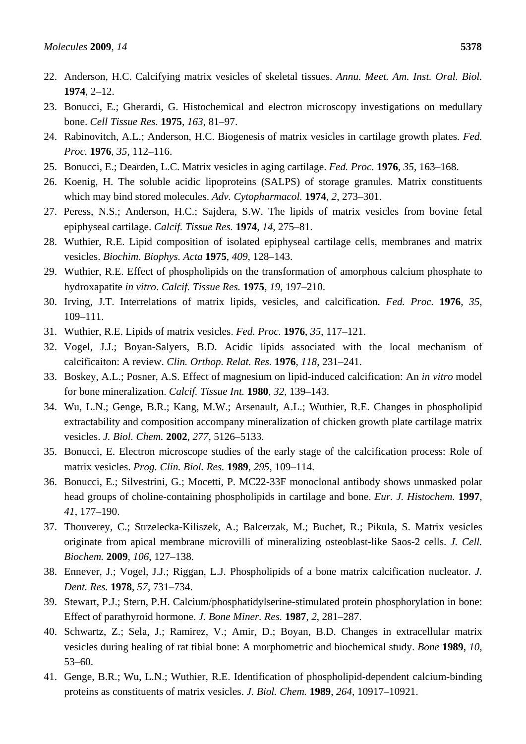22. Anderson, H.C. Calcifying matrix vesicles of skeletal tissues. *Annu. Meet. Am. Inst. Oral. Biol.* **1974**, 2–12.
23. Bonucci, E.; Gherardi, G. Histochemical and electron microscopy investigations on medullary bone. *Cell Tissue Res.* **1975**, *163*, 81–97.
24. Rabinovitch, A.L.; Anderson, H.C. Biogenesis of matrix vesicles in cartilage growth plates. *Fed. Proc.* **1976**, *35*, 112–116.
25. Bonucci, E.; Dearden, L.C. Matrix vesicles in aging cartilage. *Fed. Proc.* **1976**, *35*, 163–168.
26. Koenig, H. The soluble acidic lipoproteins (SALPS) of storage granules. Matrix constituents which may bind stored molecules. *Adv. Cytopharmacol.* **1974**, *2*, 273–301.
27. Peress, N.S.; Anderson, H.C.; Sajdera, S.W. The lipids of matrix vesicles from bovine fetal epiphyseal cartilage. *Calcif. Tissue Res.* **1974**, *14*, 275–81.
28. Wuthier, R.E. Lipid composition of isolated epiphyseal cartilage cells, membranes and matrix vesicles. *Biochim. Biophys. Acta* **1975**, *409*, 128–143.
29. Wuthier, R.E. Effect of phospholipids on the transformation of amorphous calcium phosphate to hydroxapatite *in vitro*. *Calcif. Tissue Res.* **1975**, *19*, 197–210.
30. Irving, J.T. Interrelations of matrix lipids, vesicles, and calcification. *Fed. Proc.* **1976**, *35*, 109–111.
31. Wuthier, R.E. Lipids of matrix vesicles. *Fed. Proc.* **1976**, *35*, 117–121.
32. Vogel, J.J.; Boyan-Salyers, B.D. Acidic lipids associated with the local mechanism of calcificaiton: A review. *Clin. Orthop. Relat. Res.* **1976**, *118*, 231–241.
33. Boskey, A.L.; Posner, A.S. Effect of magnesium on lipid-induced calcification: An *in vitro* model for bone mineralization. *Calcif. Tissue Int.* **1980**, *32*, 139–143.
34. Wu, L.N.; Genge, B.R.; Kang, M.W.; Arsenault, A.L.; Wuthier, R.E. Changes in phospholipid extractability and composition accompany mineralization of chicken growth plate cartilage matrix vesicles. *J. Biol. Chem.* **2002**, *277*, 5126–5133.
35. Bonucci, E. Electron microscope studies of the early stage of the calcification process: Role of matrix vesicles. *Prog. Clin. Biol. Res.* **1989**, *295*, 109–114.
36. Bonucci, E.; Silvestrini, G.; Mocetti, P. MC22-33F monoclonal antibody shows unmasked polar head groups of choline-containing phospholipids in cartilage and bone. *Eur. J. Histochem.* **1997**, *41*, 177–190.
37. Thouverey, C.; Strzelecka-Kiliszek, A.; Balcerzak, M.; Buchet, R.; Pikula, S. Matrix vesicles originate from apical membrane microvilli of mineralizing osteoblast-like Saos-2 cells. *J. Cell. Biochem.* **2009**, *106*, 127–138.
38. Ennever, J.; Vogel, J.J.; Riggan, L.J. Phospholipids of a bone matrix calcification nucleator. *J. Dent. Res.* **1978**, *57*, 731–734.
39. Stewart, P.J.; Stern, P.H. Calcium/phosphatidylserine-stimulated protein phosphorylation in bone: Effect of parathyroid hormone. *J. Bone Miner. Res.* **1987**, *2*, 281–287.
40. Schwartz, Z.; Sela, J.; Ramirez, V.; Amir, D.; Boyan, B.D. Changes in extracellular matrix vesicles during healing of rat tibial bone: A morphometric and biochemical study. *Bone* **1989**, *10*, 53–60.
41. Genge, B.R.; Wu, L.N.; Wuthier, R.E. Identification of phospholipid-dependent calcium-binding proteins as constituents of matrix vesicles. *J. Biol. Chem.* **1989**, *264*, 10917–10921.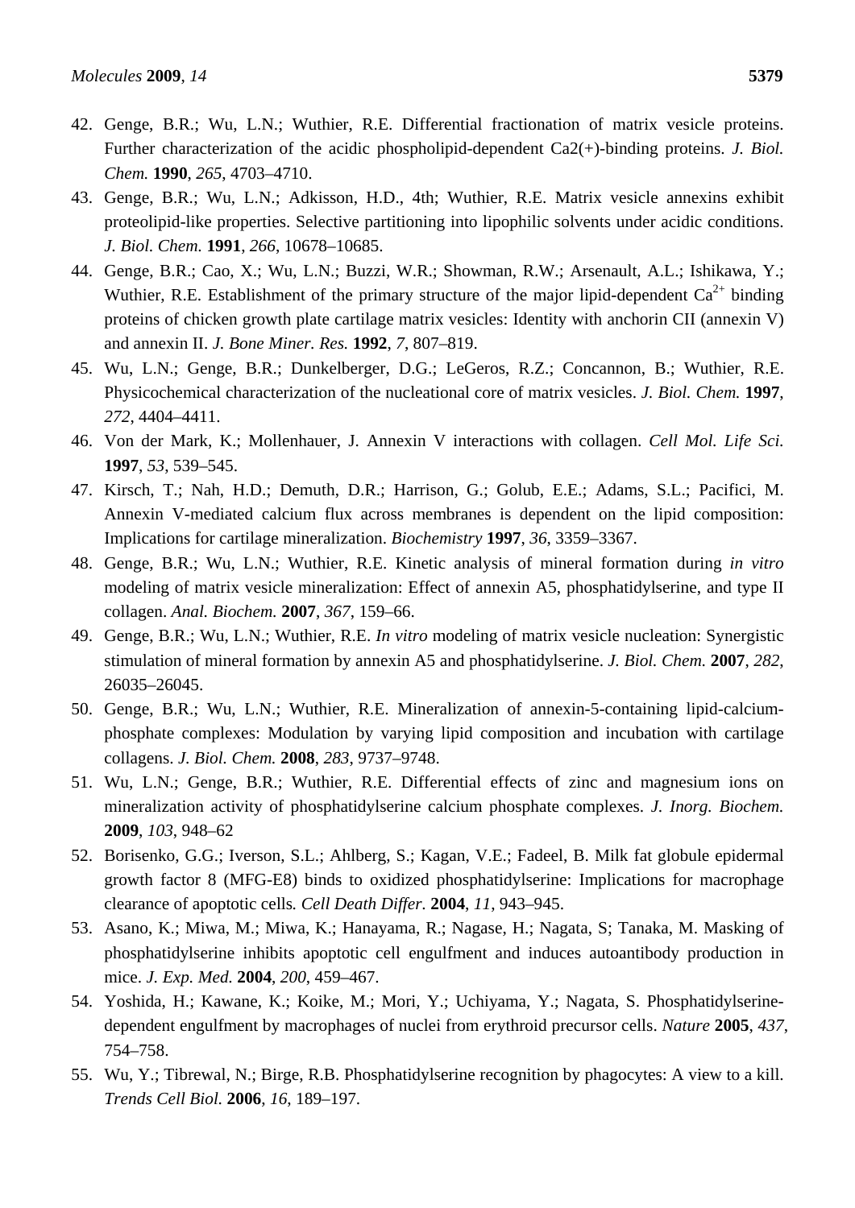42. Genge, B.R.; Wu, L.N.; Wuthier, R.E. Differential fractionation of matrix vesicle proteins. Further characterization of the acidic phospholipid-dependent Ca2(+)-binding proteins. *J. Biol. Chem.* **1990**, *265*, 4703–4710.
43. Genge, B.R.; Wu, L.N.; Adkisson, H.D., 4th; Wuthier, R.E. Matrix vesicle annexins exhibit proteolipid-like properties. Selective partitioning into lipophilic solvents under acidic conditions. *J. Biol. Chem.* **1991**, *266*, 10678–10685.
44. Genge, B.R.; Cao, X.; Wu, L.N.; Buzzi, W.R.; Showman, R.W.; Arsenault, A.L.; Ishikawa, Y.; Wuthier, R.E. Establishment of the primary structure of the major lipid-dependent $Ca^{2+}$ binding proteins of chicken growth plate cartilage matrix vesicles: Identity with anchorin CII (annexin V) and annexin II. *J. Bone Miner. Res.* **1992**, *7*, 807–819.
45. Wu, L.N.; Genge, B.R.; Dunkelberger, D.G.; LeGeros, R.Z.; Concannon, B.; Wuthier, R.E. Physicochemical characterization of the nucleational core of matrix vesicles. *J. Biol. Chem.* **1997**, *272*, 4404–4411.
46. Von der Mark, K.; Mollenhauer, J. Annexin V interactions with collagen. *Cell Mol. Life Sci.* **1997**, *53*, 539–545.
47. Kirsch, T.; Nah, H.D.; Demuth, D.R.; Harrison, G.; Golub, E.E.; Adams, S.L.; Pacifici, M. Annexin V-mediated calcium flux across membranes is dependent on the lipid composition: Implications for cartilage mineralization. *Biochemistry* **1997**, *36*, 3359–3367.
48. Genge, B.R.; Wu, L.N.; Wuthier, R.E. Kinetic analysis of mineral formation during *in vitro* modeling of matrix vesicle mineralization: Effect of annexin A5, phosphatidylserine, and type II collagen. *Anal. Biochem.* **2007**, *367*, 159–66.
49. Genge, B.R.; Wu, L.N.; Wuthier, R.E. *In vitro* modeling of matrix vesicle nucleation: Synergistic stimulation of mineral formation by annexin A5 and phosphatidylserine. *J. Biol. Chem.* **2007**, *282*, 26035–26045.
50. Genge, B.R.; Wu, L.N.; Wuthier, R.E. Mineralization of annexin-5-containing lipid-calcium-phosphate complexes: Modulation by varying lipid composition and incubation with cartilage collagens. *J. Biol. Chem.* **2008**, *283*, 9737–9748.
51. Wu, L.N.; Genge, B.R.; Wuthier, R.E. Differential effects of zinc and magnesium ions on mineralization activity of phosphatidylserine calcium phosphate complexes. *J. Inorg. Biochem.* **2009**, *103*, 948–62
52. Borisenko, G.G.; Iverson, S.L.; Ahlberg, S.; Kagan, V.E.; Fadeel, B. Milk fat globule epidermal growth factor 8 (MFG-E8) binds to oxidized phosphatidylserine: Implications for macrophage clearance of apoptotic cells*. Cell Death Differ*. **2004**, *11*, 943–945.
53. Asano, K.; Miwa, M.; Miwa, K.; Hanayama, R.; Nagase, H.; Nagata, S; Tanaka, M. Masking of phosphatidylserine inhibits apoptotic cell engulfment and induces autoantibody production in mice. *J. Exp. Med.* **2004**, *200*, 459–467.
54. Yoshida, H.; Kawane, K.; Koike, M.; Mori, Y.; Uchiyama, Y.; Nagata, S. Phosphatidylserine-dependent engulfment by macrophages of nuclei from erythroid precursor cells. *Nature* **2005**, *437*, 754–758.
55. Wu, Y.; Tibrewal, N.; Birge, R.B. Phosphatidylserine recognition by phagocytes: A view to a kill. *Trends Cell Biol.* **2006**, *16*, 189–197.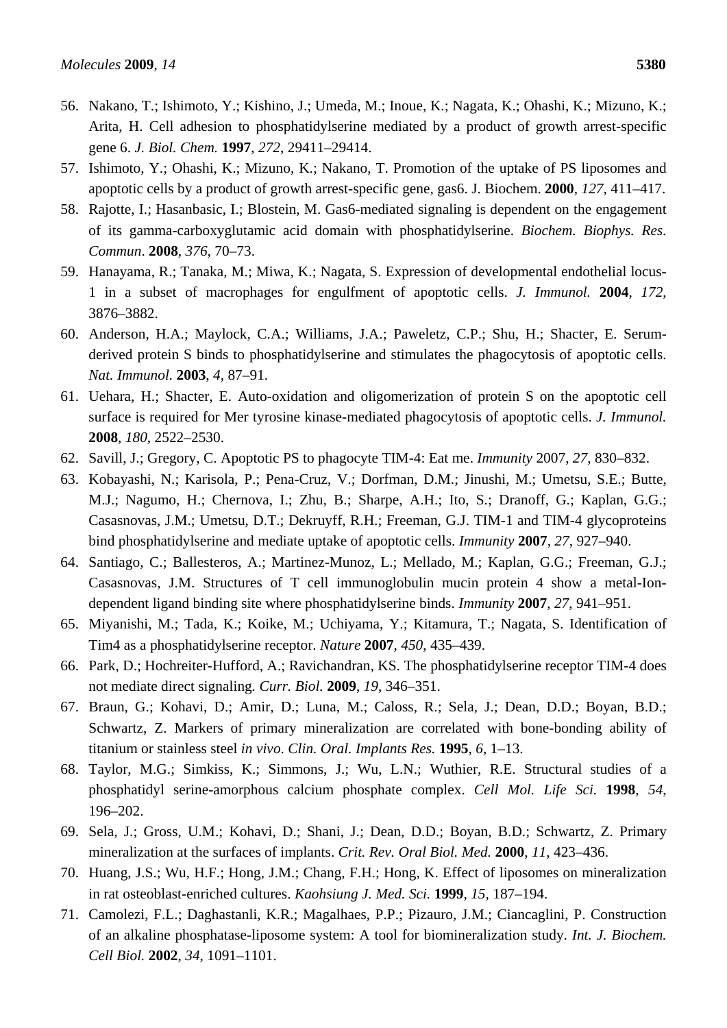56. Nakano, T.; Ishimoto, Y.; Kishino, J.; Umeda, M.; Inoue, K.; Nagata, K.; Ohashi, K.; Mizuno, K.; Arita, H. Cell adhesion to phosphatidylserine mediated by a product of growth arrest-specific gene 6. *J. Biol. Chem.* **1997**, *272*, 29411–29414.
57. Ishimoto, Y.; Ohashi, K.; Mizuno, K.; Nakano, T. Promotion of the uptake of PS liposomes and apoptotic cells by a product of growth arrest-specific gene, gas6. J. Biochem. **2000**, *127*, 411–417.
58. Rajotte, I.; Hasanbasic, I.; Blostein, M. Gas6-mediated signaling is dependent on the engagement of its gamma-carboxyglutamic acid domain with phosphatidylserine. *Biochem. Biophys. Res. Commun*. **2008**, *376*, 70–73.
59. Hanayama, R.; Tanaka, M.; Miwa, K.; Nagata, S. Expression of developmental endothelial locus-1 in a subset of macrophages for engulfment of apoptotic cells. *J. Immunol.* **2004**, *172*, 3876–3882.
60. Anderson, H.A.; Maylock, C.A.; Williams, J.A.; Paweletz, C.P.; Shu, H.; Shacter, E. Serum-derived protein S binds to phosphatidylserine and stimulates the phagocytosis of apoptotic cells. *Nat. Immunol.* **2003**, *4*, 87–91.
61. Uehara, H.; Shacter, E. Auto-oxidation and oligomerization of protein S on the apoptotic cell surface is required for Mer tyrosine kinase-mediated phagocytosis of apoptotic cells. *J. Immunol.* **2008**, *180*, 2522–2530.
62. Savill, J.; Gregory, C. Apoptotic PS to phagocyte TIM-4: Eat me. *Immunity* 2007, *27*, 830–832.
63. Kobayashi, N.; Karisola, P.; Pena-Cruz, V.; Dorfman, D.M.; Jinushi, M.; Umetsu, S.E.; Butte, M.J.; Nagumo, H.; Chernova, I.; Zhu, B.; Sharpe, A.H.; Ito, S.; Dranoff, G.; Kaplan, G.G.; Casasnovas, J.M.; Umetsu, D.T.; Dekruyff, R.H.; Freeman, G.J. TIM-1 and TIM-4 glycoproteins bind phosphatidylserine and mediate uptake of apoptotic cells. *Immunity* **2007**, *27*, 927–940.
64. Santiago, C.; Ballesteros, A.; Martinez-Munoz, L.; Mellado, M.; Kaplan, G.G.; Freeman, G.J.; Casasnovas, J.M. Structures of T cell immunoglobulin mucin protein 4 show a metal-Ion-dependent ligand binding site where phosphatidylserine binds. *Immunity* **2007**, *27*, 941–951.
65. Miyanishi, M.; Tada, K.; Koike, M.; Uchiyama, Y.; Kitamura, T.; Nagata, S. Identification of Tim4 as a phosphatidylserine receptor. *Nature* **2007**, *450*, 435–439.
66. Park, D.; Hochreiter-Hufford, A.; Ravichandran, KS. The phosphatidylserine receptor TIM-4 does not mediate direct signaling. *Curr. Biol.* **2009**, *19*, 346–351.
67. Braun, G.; Kohavi, D.; Amir, D.; Luna, M.; Caloss, R.; Sela, J.; Dean, D.D.; Boyan, B.D.; Schwartz, Z. Markers of primary mineralization are correlated with bone-bonding ability of titanium or stainless steel *in vivo*. *Clin. Oral. Implants Res.* **1995**, *6*, 1–13.
68. Taylor, M.G.; Simkiss, K.; Simmons, J.; Wu, L.N.; Wuthier, R.E. Structural studies of a phosphatidyl serine-amorphous calcium phosphate complex. *Cell Mol. Life Sci.* **1998**, *54*, 196–202.
69. Sela, J.; Gross, U.M.; Kohavi, D.; Shani, J.; Dean, D.D.; Boyan, B.D.; Schwartz, Z. Primary mineralization at the surfaces of implants. *Crit. Rev. Oral Biol. Med.* **2000**, *11*, 423–436.
70. Huang, J.S.; Wu, H.F.; Hong, J.M.; Chang, F.H.; Hong, K. Effect of liposomes on mineralization in rat osteoblast-enriched cultures. *Kaohsiung J. Med. Sci.* **1999**, *15*, 187–194.
71. Camolezi, F.L.; Daghastanli, K.R.; Magalhaes, P.P.; Pizauro, J.M.; Ciancaglini, P. Construction of an alkaline phosphatase-liposome system: A tool for biomineralization study. *Int. J. Biochem. Cell Biol.* **2002**, *34*, 1091–1101.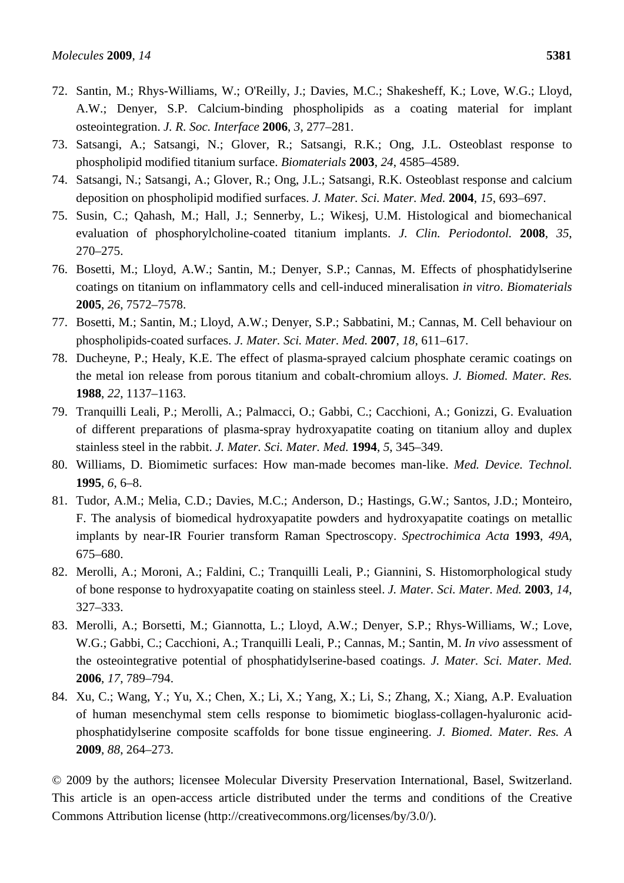72. Santin, M.; Rhys-Williams, W.; O'Reilly, J.; Davies, M.C.; Shakesheff, K.; Love, W.G.; Lloyd, A.W.; Denyer, S.P. Calcium-binding phospholipids as a coating material for implant osteointegration. *J. R. Soc. Interface* **2006**, *3*, 277–281.
73. Satsangi, A.; Satsangi, N.; Glover, R.; Satsangi, R.K.; Ong, J.L. Osteoblast response to phospholipid modified titanium surface. *Biomaterials* **2003**, *24*, 4585–4589.
74. Satsangi, N.; Satsangi, A.; Glover, R.; Ong, J.L.; Satsangi, R.K. Osteoblast response and calcium deposition on phospholipid modified surfaces. *J. Mater. Sci. Mater. Med.* **2004**, *15*, 693–697.
75. Susin, C.; Qahash, M.; Hall, J.; Sennerby, L.; Wikesj, U.M. Histological and biomechanical evaluation of phosphorylcholine-coated titanium implants. *J. Clin. Periodontol.* **2008**, *35*, 270–275.
76. Bosetti, M.; Lloyd, A.W.; Santin, M.; Denyer, S.P.; Cannas, M. Effects of phosphatidylserine coatings on titanium on inflammatory cells and cell-induced mineralisation *in vitro*. *Biomaterials* **2005**, *26*, 7572–7578.
77. Bosetti, M.; Santin, M.; Lloyd, A.W.; Denyer, S.P.; Sabbatini, M.; Cannas, M. Cell behaviour on phospholipids-coated surfaces. *J. Mater. Sci. Mater. Med.* **2007**, *18*, 611–617.
78. Ducheyne, P.; Healy, K.E. The effect of plasma-sprayed calcium phosphate ceramic coatings on the metal ion release from porous titanium and cobalt-chromium alloys. *J. Biomed. Mater. Res.* **1988**, *22*, 1137–1163.
79. Tranquilli Leali, P.; Merolli, A.; Palmacci, O.; Gabbi, C.; Cacchioni, A.; Gonizzi, G. Evaluation of different preparations of plasma-spray hydroxyapatite coating on titanium alloy and duplex stainless steel in the rabbit. *J. Mater. Sci. Mater. Med.* **1994**, *5*, 345–349.
80. Williams, D. Biomimetic surfaces: How man-made becomes man-like. *Med. Device. Technol.* **1995**, *6*, 6–8.
81. Tudor, A.M.; Melia, C.D.; Davies, M.C.; Anderson, D.; Hastings, G.W.; Santos, J.D.; Monteiro, F. The analysis of biomedical hydroxyapatite powders and hydroxyapatite coatings on metallic implants by near-IR Fourier transform Raman Spectroscopy. *Spectrochimica Acta* **1993**, *49A*, 675–680.
82. Merolli, A.; Moroni, A.; Faldini, C.; Tranquilli Leali, P.; Giannini, S. Histomorphological study of bone response to hydroxyapatite coating on stainless steel. *J. Mater. Sci. Mater. Med.* **2003**, *14*, 327–333.
83. Merolli, A.; Borsetti, M.; Giannotta, L.; Lloyd, A.W.; Denyer, S.P.; Rhys-Williams, W.; Love, W.G.; Gabbi, C.; Cacchioni, A.; Tranquilli Leali, P.; Cannas, M.; Santin, M. *In vivo* assessment of the osteointegrative potential of phosphatidylserine-based coatings. *J. Mater. Sci. Mater. Med.* **2006**, *17*, 789–794.
84. Xu, C.; Wang, Y.; Yu, X.; Chen, X.; Li, X.; Yang, X.; Li, S.; Zhang, X.; Xiang, A.P. Evaluation of human mesenchymal stem cells response to biomimetic bioglass-collagen-hyaluronic acid-phosphatidylserine composite scaffolds for bone tissue engineering. *J. Biomed. Mater. Res. A* **2009**, *88*, 264–273.

© 2009 by the authors; licensee Molecular Diversity Preservation International, Basel, Switzerland. This article is an open-access article distributed under the terms and conditions of the Creative Commons Attribution license (http://creativecommons.org/licenses/by/3.0/).